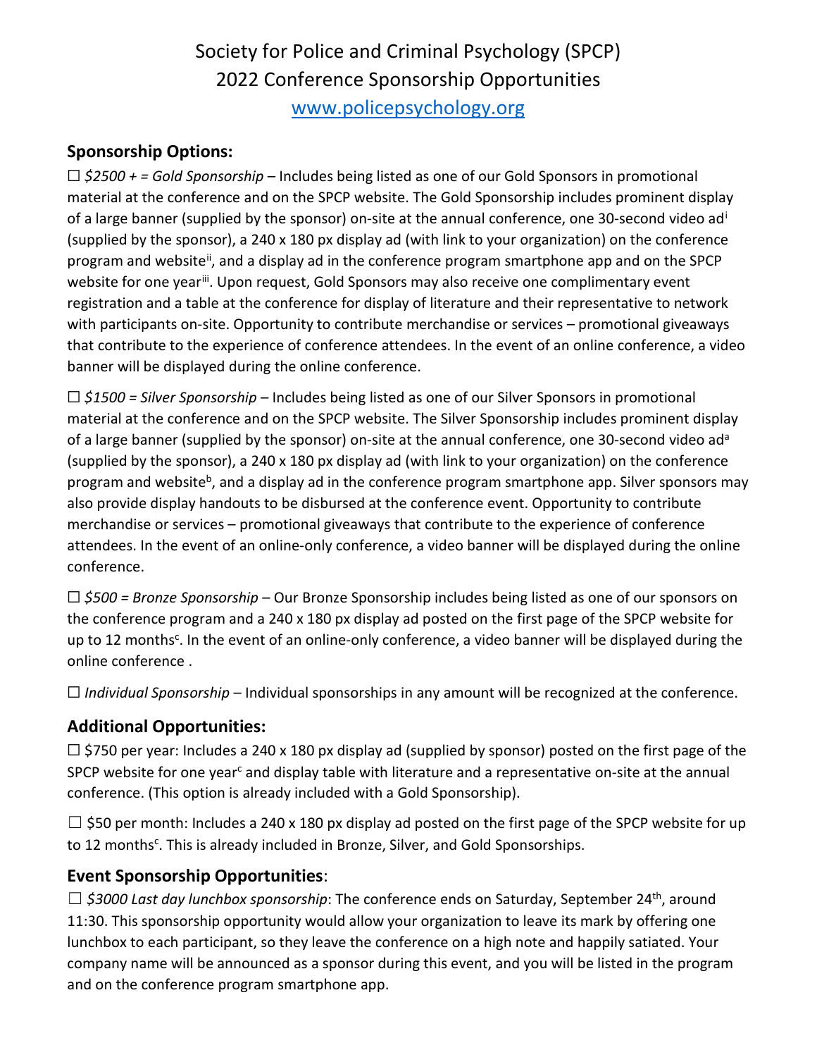# Society for Police and Criminal Psychology (SPCP)
# 2022 Conference Sponsorship Opportunities
# www.policepsychology.org

## Sponsorship Options:

☐ *$2500 + = Gold Sponsorship* – Includes being listed as one of our Gold Sponsors in promotional material at the conference and on the SPCP website. The Gold Sponsorship includes prominent display of a large banner (supplied by the sponsor) on-site at the annual conference, one 30-second video ad[i] (supplied by the sponsor), a 240 x 180 px display ad (with link to your organization) on the conference program and website[ii], and a display ad in the conference program smartphone app and on the SPCP website for one year[iii]. Upon request, Gold Sponsors may also receive one complimentary event registration and a table at the conference for display of literature and their representative to network with participants on-site. Opportunity to contribute merchandise or services – promotional giveaways that contribute to the experience of conference attendees. In the event of an online conference, a video banner will be displayed during the online conference.

☐ *$1500 = Silver Sponsorship* – Includes being listed as one of our Silver Sponsors in promotional material at the conference and on the SPCP website. The Silver Sponsorship includes prominent display of a large banner (supplied by the sponsor) on-site at the annual conference, one 30-second video ad[a] (supplied by the sponsor), a 240 x 180 px display ad (with link to your organization) on the conference program and website[b], and a display ad in the conference program smartphone app. Silver sponsors may also provide display handouts to be disbursed at the conference event. Opportunity to contribute merchandise or services – promotional giveaways that contribute to the experience of conference attendees. In the event of an online-only conference, a video banner will be displayed during the online conference.

☐ *$500 = Bronze Sponsorship* – Our Bronze Sponsorship includes being listed as one of our sponsors on the conference program and a 240 x 180 px display ad posted on the first page of the SPCP website for up to 12 months[c]. In the event of an online-only conference, a video banner will be displayed during the online conference .

☐ *Individual Sponsorship* – Individual sponsorships in any amount will be recognized at the conference.

## Additional Opportunities:

☐ $750 per year: Includes a 240 x 180 px display ad (supplied by sponsor) posted on the first page of the SPCP website for one year[c] and display table with literature and a representative on-site at the annual conference. (This option is already included with a Gold Sponsorship).

☐ $50 per month: Includes a 240 x 180 px display ad posted on the first page of the SPCP website for up to 12 months[c]. This is already included in Bronze, Silver, and Gold Sponsorships.

## Event Sponsorship Opportunities:

☐ *$3000 Last day lunchbox sponsorship*: The conference ends on Saturday, September 24th, around 11:30. This sponsorship opportunity would allow your organization to leave its mark by offering one lunchbox to each participant, so they leave the conference on a high note and happily satiated. Your company name will be announced as a sponsor during this event, and you will be listed in the program and on the conference program smartphone app.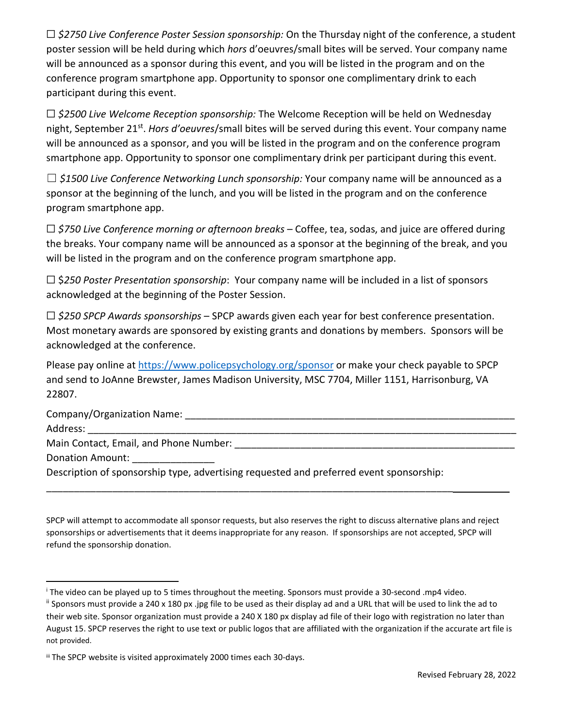☐ *$2750 Live Conference Poster Session sponsorship:* On the Thursday night of the conference, a student poster session will be held during which *hors* d'oeuvres/small bites will be served. Your company name will be announced as a sponsor during this event, and you will be listed in the program and on the conference program smartphone app. Opportunity to sponsor one complimentary drink to each participant during this event.

☐ *$2500 Live Welcome Reception sponsorship:* The Welcome Reception will be held on Wednesday night, September 21st. *Hors d'oeuvres*/small bites will be served during this event. Your company name will be announced as a sponsor, and you will be listed in the program and on the conference program smartphone app. Opportunity to sponsor one complimentary drink per participant during this event.

☐ *$1500 Live Conference Networking Lunch sponsorship:* Your company name will be announced as a sponsor at the beginning of the lunch, and you will be listed in the program and on the conference program smartphone app.

☐ *$750 Live Conference morning or afternoon breaks* – Coffee, tea, sodas, and juice are offered during the breaks. Your company name will be announced as a sponsor at the beginning of the break, and you will be listed in the program and on the conference program smartphone app.

☐ $*250 Poster Presentation sponsorship*: Your company name will be included in a list of sponsors acknowledged at the beginning of the Poster Session.

☐ *$250 SPCP Awards sponsorships* – SPCP awards given each year for best conference presentation. Most monetary awards are sponsored by existing grants and donations by members. Sponsors will be acknowledged at the conference.

Please pay online at https://www.policepsychology.org/sponsor or make your check payable to SPCP and send to JoAnne Brewster, James Madison University, MSC 7704, Miller 1151, Harrisonburg, VA 22807.

Company/Organization Name: ___________________________________________________________

Address: ___________________________________________________________________________

Main Contact, Email, and Phone Number: _________________________________________________

Donation Amount: _______________

Description of sponsorship type, advertising requested and preferred event sponsorship:

____________________________________________________________________________________

SPCP will attempt to accommodate all sponsor requests, but also reserves the right to discuss alternative plans and reject sponsorships or advertisements that it deems inappropriate for any reason. If sponsorships are not accepted, SPCP will refund the sponsorship donation.

---

[i] The video can be played up to 5 times throughout the meeting. Sponsors must provide a 30-second .mp4 video.

[ii] Sponsors must provide a 240 x 180 px .jpg file to be used as their display ad and a URL that will be used to link the ad to their web site. Sponsor organization must provide a 240 X 180 px display ad file of their logo with registration no later than August 15. SPCP reserves the right to use text or public logos that are affiliated with the organization if the accurate art file is not provided.

[iii] The SPCP website is visited approximately 2000 times each 30-days.

Revised February 28, 2022